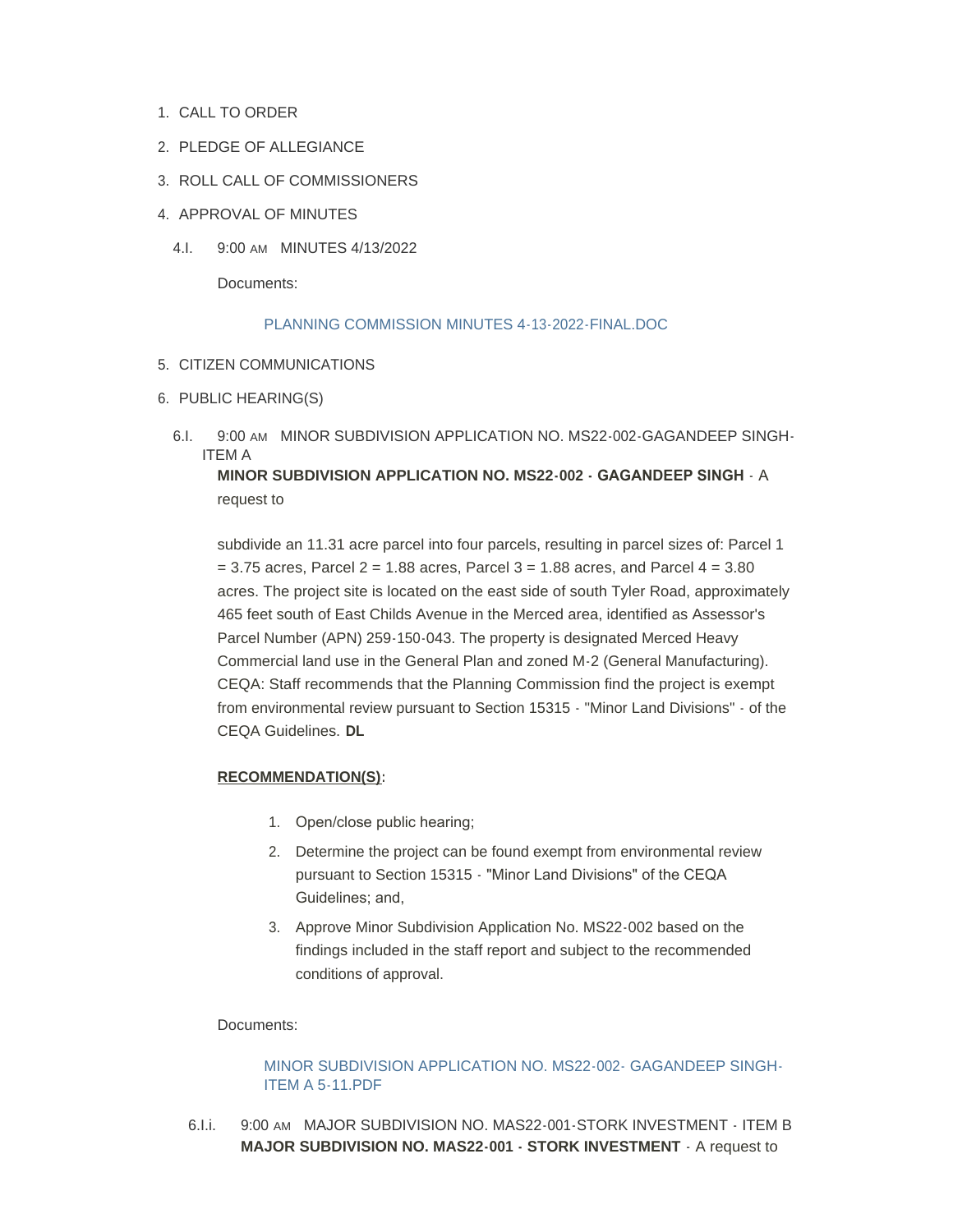1. CALL TO ORDER
2. PLEDGE OF ALLEGIANCE
3. ROLL CALL OF COMMISSIONERS
4. APPROVAL OF MINUTES

   4.I. 9:00 AM MINUTES 4/13/2022

   Documents:

   PLANNING COMMISSION MINUTES 4-13-2022-FINAL.DOC

5. CITIZEN COMMUNICATIONS
6. PUBLIC HEARING(S)

   6.I. 9:00 AM MINOR SUBDIVISION APPLICATION NO. MS22-002-GAGANDEEP SINGH-ITEM A

   **MINOR SUBDIVISION APPLICATION NO. MS22-002 - GAGANDEEP SINGH** - A request to

   subdivide an 11.31 acre parcel into four parcels, resulting in parcel sizes of: Parcel 1 = 3.75 acres, Parcel 2 = 1.88 acres, Parcel 3 = 1.88 acres, and Parcel 4 = 3.80 acres. The project site is located on the east side of south Tyler Road, approximately 465 feet south of East Childs Avenue in the Merced area, identified as Assessor's Parcel Number (APN) 259-150-043. The property is designated Merced Heavy Commercial land use in the General Plan and zoned M-2 (General Manufacturing). CEQA: Staff recommends that the Planning Commission find the project is exempt from environmental review pursuant to Section 15315 - "Minor Land Divisions" - of the CEQA Guidelines. **DL**

   **RECOMMENDATION(S):**

   1. Open/close public hearing;
   2. Determine the project can be found exempt from environmental review pursuant to Section 15315 - "Minor Land Divisions" of the CEQA Guidelines; and,
   3. Approve Minor Subdivision Application No. MS22-002 based on the findings included in the staff report and subject to the recommended conditions of approval.

   Documents:

   MINOR SUBDIVISION APPLICATION NO. MS22-002- GAGANDEEP SINGH-ITEM A 5-11.PDF

   6.I.i. 9:00 AM MAJOR SUBDIVISION NO. MAS22-001-STORK INVESTMENT - ITEM B
   **MAJOR SUBDIVISION NO. MAS22-001 - STORK INVESTMENT** - A request to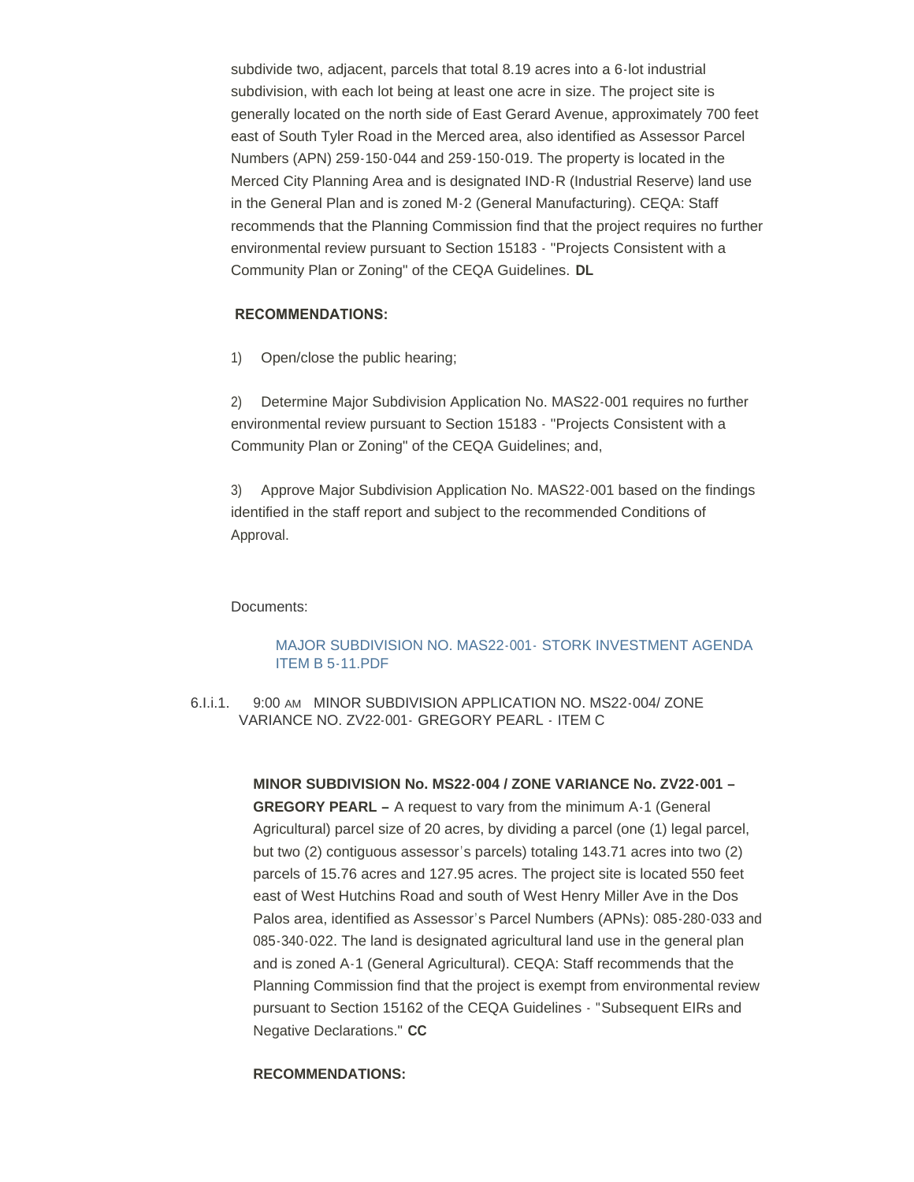subdivide two, adjacent, parcels that total 8.19 acres into a 6-lot industrial subdivision, with each lot being at least one acre in size. The project site is generally located on the north side of East Gerard Avenue, approximately 700 feet east of South Tyler Road in the Merced area, also identified as Assessor Parcel Numbers (APN) 259-150-044 and 259-150-019. The property is located in the Merced City Planning Area and is designated IND-R (Industrial Reserve) land use in the General Plan and is zoned M-2 (General Manufacturing). CEQA: Staff recommends that the Planning Commission find that the project requires no further environmental review pursuant to Section 15183 - "Projects Consistent with a Community Plan or Zoning" of the CEQA Guidelines. **DL**

**RECOMMENDATIONS:**

1) Open/close the public hearing;

2) Determine Major Subdivision Application No. MAS22-001 requires no further environmental review pursuant to Section 15183 - "Projects Consistent with a Community Plan or Zoning" of the CEQA Guidelines; and,

3) Approve Major Subdivision Application No. MAS22-001 based on the findings identified in the staff report and subject to the recommended Conditions of Approval.

Documents:

MAJOR SUBDIVISION NO. MAS22-001- STORK INVESTMENT AGENDA ITEM B 5-11.PDF

6.I.i.1. 9:00 AM MINOR SUBDIVISION APPLICATION NO. MS22-004/ ZONE VARIANCE NO. ZV22-001- GREGORY PEARL - ITEM C

**MINOR SUBDIVISION No. MS22-004 / ZONE VARIANCE No. ZV22-001 – GREGORY PEARL –** A request to vary from the minimum A-1 (General Agricultural) parcel size of 20 acres, by dividing a parcel (one (1) legal parcel, but two (2) contiguous assessor's parcels) totaling 143.71 acres into two (2) parcels of 15.76 acres and 127.95 acres. The project site is located 550 feet east of West Hutchins Road and south of West Henry Miller Ave in the Dos Palos area, identified as Assessor's Parcel Numbers (APNs): 085-280-033 and 085-340-022. The land is designated agricultural land use in the general plan and is zoned A-1 (General Agricultural). CEQA: Staff recommends that the Planning Commission find that the project is exempt from environmental review pursuant to Section 15162 of the CEQA Guidelines - "Subsequent EIRs and Negative Declarations." **CC**

**RECOMMENDATIONS:**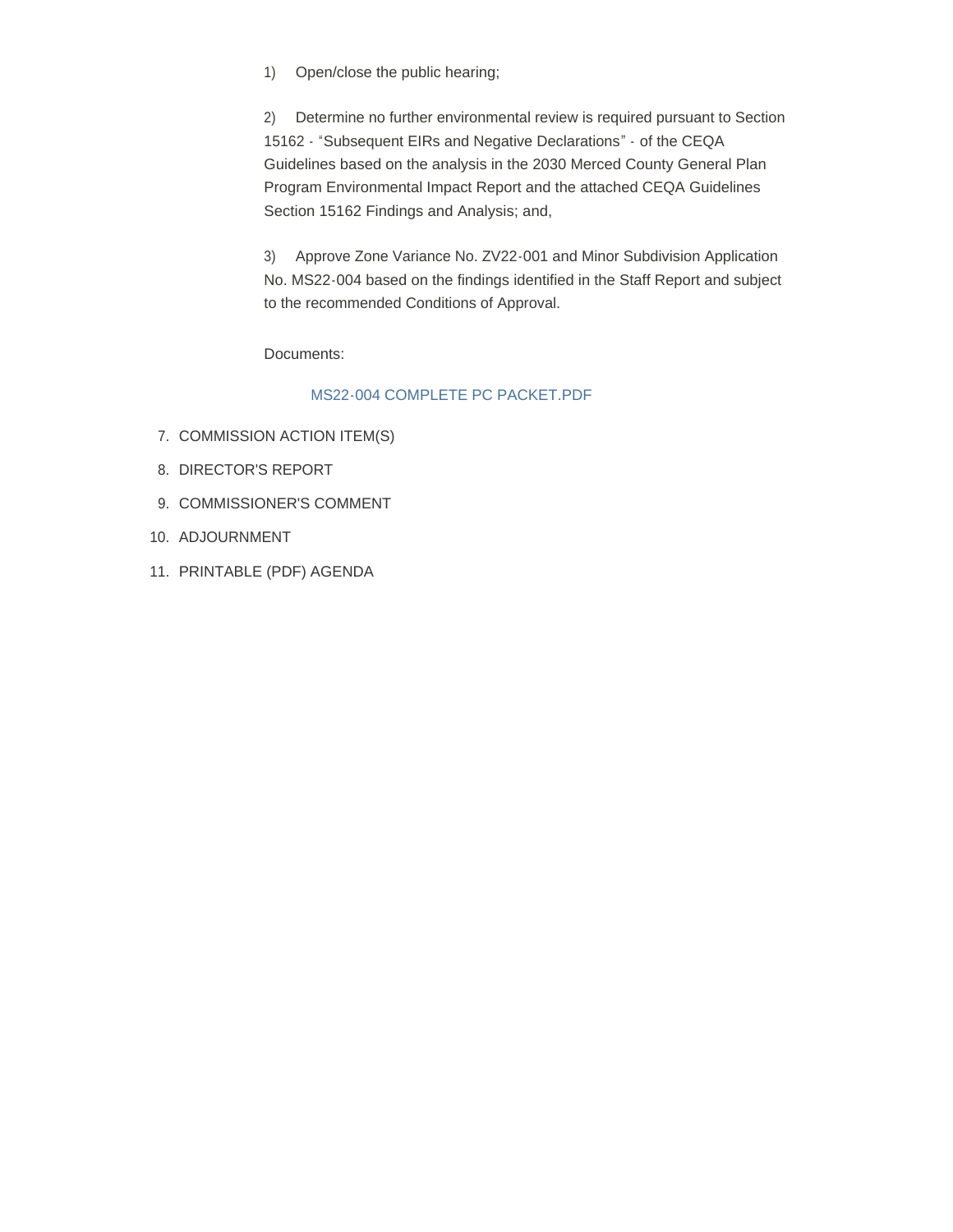1) Open/close the public hearing;

2) Determine no further environmental review is required pursuant to Section 15162 - "Subsequent EIRs and Negative Declarations" - of the CEQA Guidelines based on the analysis in the 2030 Merced County General Plan Program Environmental Impact Report and the attached CEQA Guidelines Section 15162 Findings and Analysis; and,

3) Approve Zone Variance No. ZV22-001 and Minor Subdivision Application No. MS22-004 based on the findings identified in the Staff Report and subject to the recommended Conditions of Approval.

Documents:

MS22-004 COMPLETE PC PACKET.PDF

7. COMMISSION ACTION ITEM(S)
8. DIRECTOR'S REPORT
9. COMMISSIONER'S COMMENT
10. ADJOURNMENT
11. PRINTABLE (PDF) AGENDA